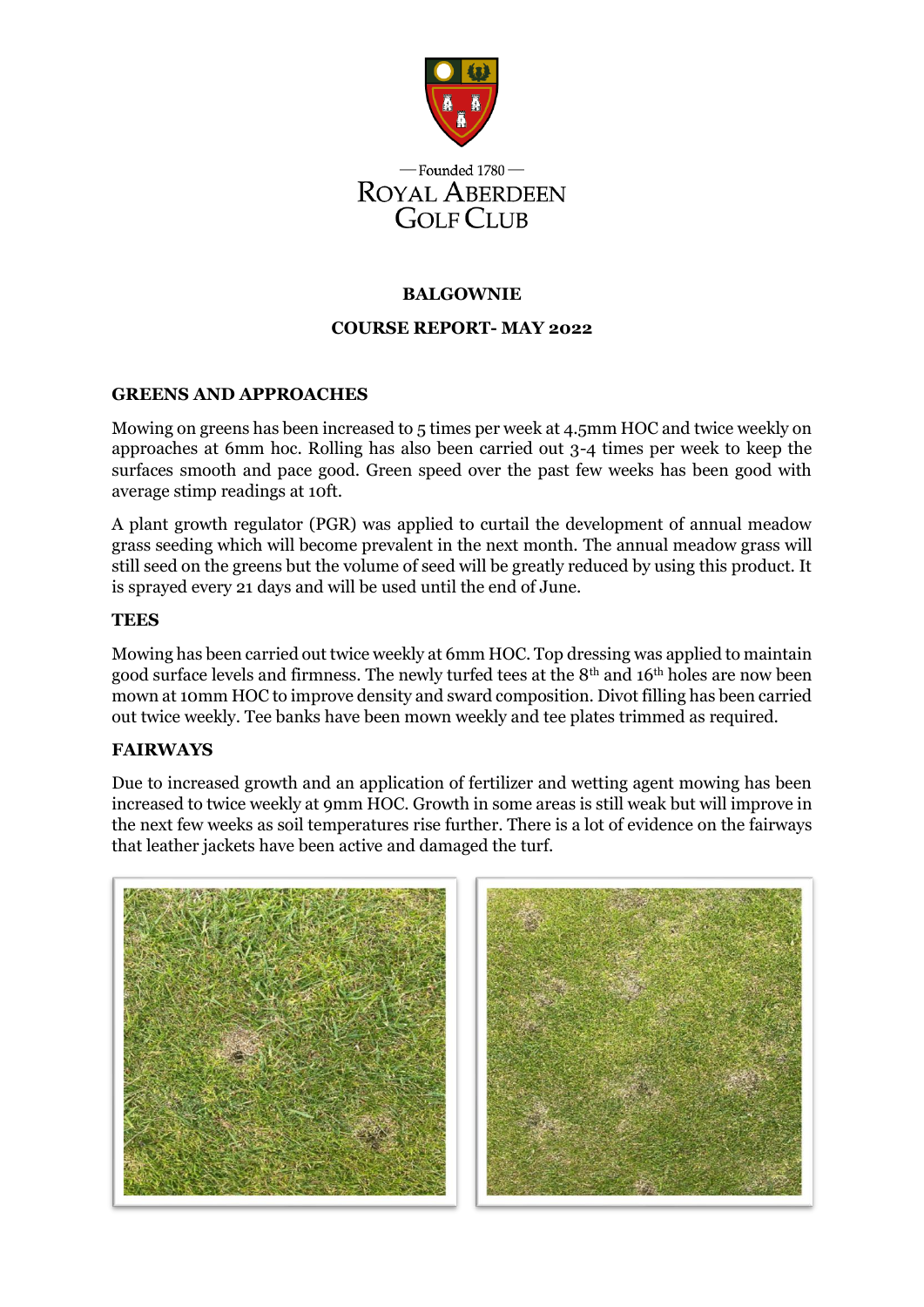— Founded 1780 —

ROYAL ABERDEEN GOLF CLUB

**BALGOWNIE**

**COURSE REPORT- MAY 2022**

## GREENS AND APPROACHES

Mowing on greens has been increased to 5 times per week at 4.5mm HOC and twice weekly on approaches at 6mm hoc. Rolling has also been carried out 3-4 times per week to keep the surfaces smooth and pace good. Green speed over the past few weeks has been good with average stimp readings at 10ft.

A plant growth regulator (PGR) was applied to curtail the development of annual meadow grass seeding which will become prevalent in the next month. The annual meadow grass will still seed on the greens but the volume of seed will be greatly reduced by using this product. It is sprayed every 21 days and will be used until the end of June.

## TEES

Mowing has been carried out twice weekly at 6mm HOC. Top dressing was applied to maintain good surface levels and firmness. The newly turfed tees at the 8th and 16th holes are now been mown at 10mm HOC to improve density and sward composition. Divot filling has been carried out twice weekly. Tee banks have been mown weekly and tee plates trimmed as required.

## FAIRWAYS

Due to increased growth and an application of fertilizer and wetting agent mowing has been increased to twice weekly at 9mm HOC. Growth in some areas is still weak but will improve in the next few weeks as soil temperatures rise further. There is a lot of evidence on the fairways that leather jackets have been active and damaged the turf.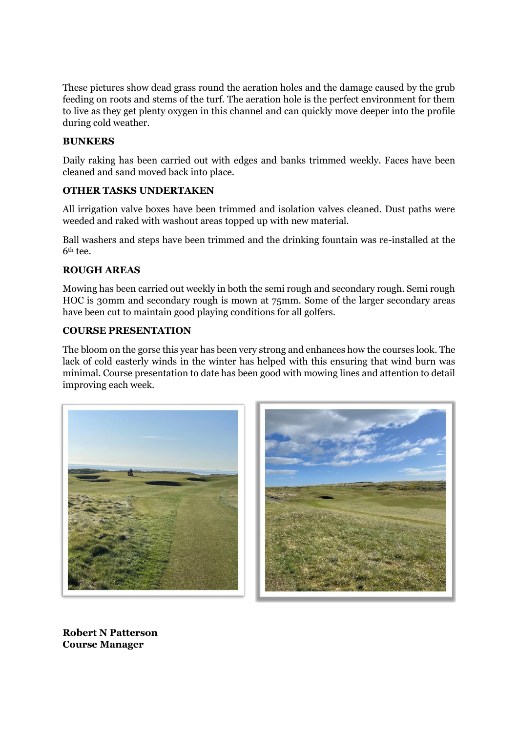These pictures show dead grass round the aeration holes and the damage caused by the grub feeding on roots and stems of the turf. The aeration hole is the perfect environment for them to live as they get plenty oxygen in this channel and can quickly move deeper into the profile during cold weather.

**BUNKERS**

Daily raking has been carried out with edges and banks trimmed weekly. Faces have been cleaned and sand moved back into place.

**OTHER TASKS UNDERTAKEN**

All irrigation valve boxes have been trimmed and isolation valves cleaned. Dust paths were weeded and raked with washout areas topped up with new material.

Ball washers and steps have been trimmed and the drinking fountain was re-installed at the 6th tee.

**ROUGH AREAS**

Mowing has been carried out weekly in both the semi rough and secondary rough. Semi rough HOC is 30mm and secondary rough is mown at 75mm. Some of the larger secondary areas have been cut to maintain good playing conditions for all golfers.

**COURSE PRESENTATION**

The bloom on the gorse this year has been very strong and enhances how the courses look. The lack of cold easterly winds in the winter has helped with this ensuring that wind burn was minimal. Course presentation to date has been good with mowing lines and attention to detail improving each week.

**Robert N Patterson**
**Course Manager**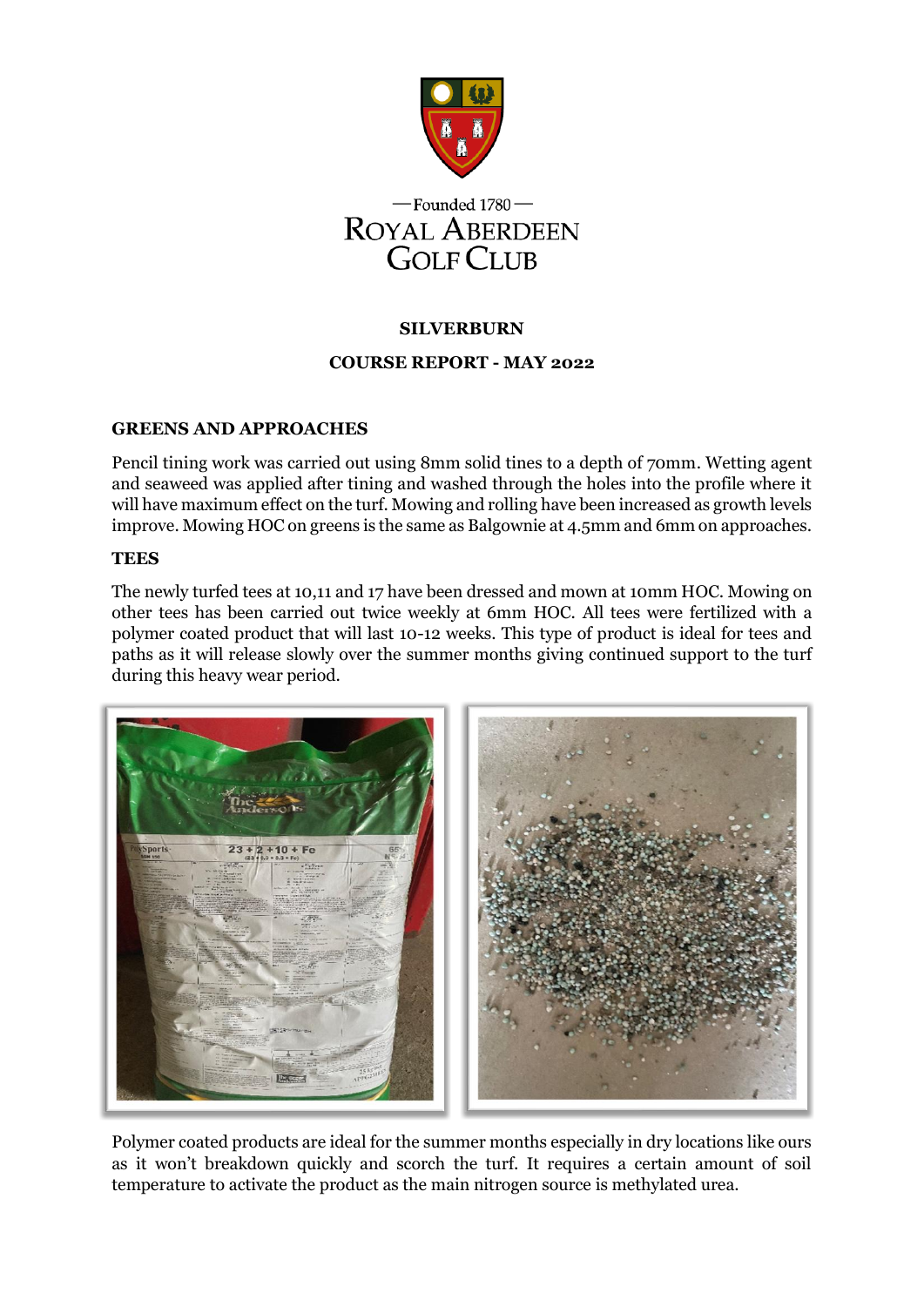— Founded 1780 —

ROYAL ABERDEEN GOLF CLUB

**SILVERBURN**

**COURSE REPORT - MAY 2022**

## GREENS AND APPROACHES

Pencil tining work was carried out using 8mm solid tines to a depth of 70mm. Wetting agent and seaweed was applied after tining and washed through the holes into the profile where it will have maximum effect on the turf. Mowing and rolling have been increased as growth levels improve. Mowing HOC on greens is the same as Balgownie at 4.5mm and 6mm on approaches.

## TEES

The newly turfed tees at 10,11 and 17 have been dressed and mown at 10mm HOC. Mowing on other tees has been carried out twice weekly at 6mm HOC. All tees were fertilized with a polymer coated product that will last 10-12 weeks. This type of product is ideal for tees and paths as it will release slowly over the summer months giving continued support to the turf during this heavy wear period.

Polymer coated products are ideal for the summer months especially in dry locations like ours as it won't breakdown quickly and scorch the turf. It requires a certain amount of soil temperature to activate the product as the main nitrogen source is methylated urea.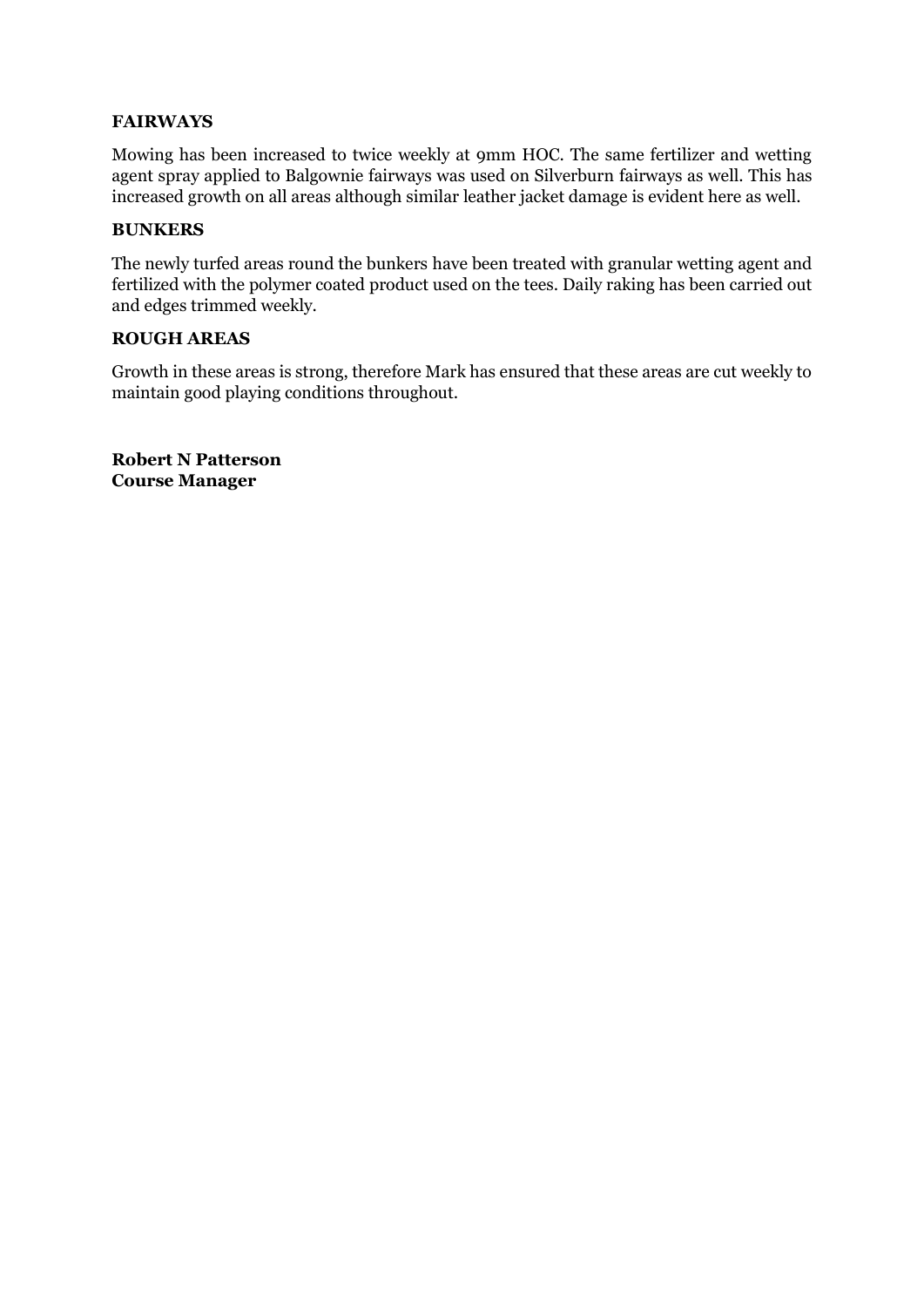**FAIRWAYS**

Mowing has been increased to twice weekly at 9mm HOC. The same fertilizer and wetting agent spray applied to Balgownie fairways was used on Silverburn fairways as well. This has increased growth on all areas although similar leather jacket damage is evident here as well.

**BUNKERS**

The newly turfed areas round the bunkers have been treated with granular wetting agent and fertilized with the polymer coated product used on the tees. Daily raking has been carried out and edges trimmed weekly.

**ROUGH AREAS**

Growth in these areas is strong, therefore Mark has ensured that these areas are cut weekly to maintain good playing conditions throughout.

**Robert N Patterson**
**Course Manager**